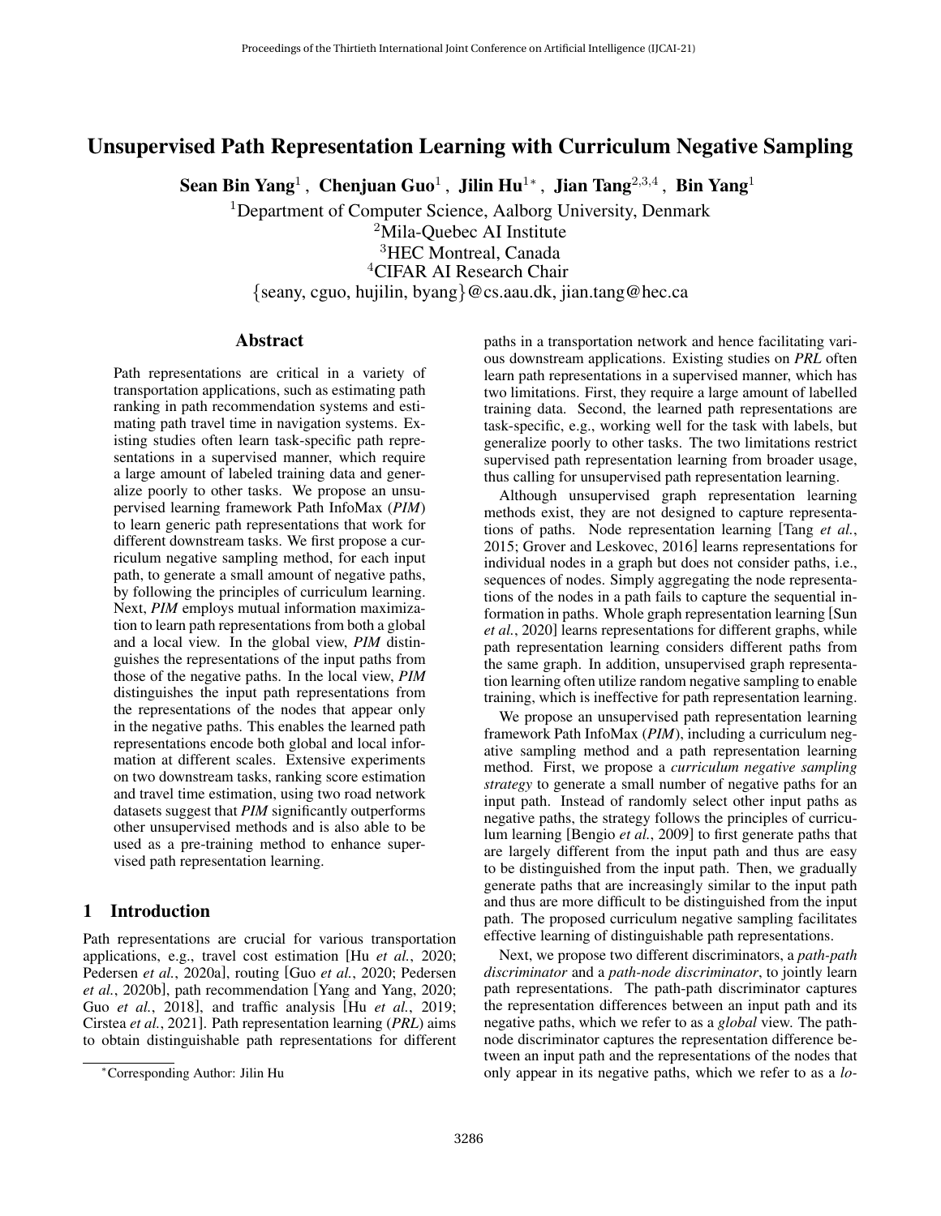# Unsupervised Path Representation Learning with Curriculum Negative Sampling

**Sean Bin Yang**[1], **Chenjuan Guo**[1], **Jilin Hu**[1*], **Jian Tang**[2,3,4], **Bin Yang**[1]

[1]Department of Computer Science, Aalborg University, Denmark
[2]Mila-Quebec AI Institute
[3]HEC Montreal, Canada
[4]CIFAR AI Research Chair
{seany, cguo, hujilin, byang}@cs.aau.dk, jian.tang@hec.ca

## Abstract

Path representations are critical in a variety of transportation applications, such as estimating path ranking in path recommendation systems and estimating path travel time in navigation systems. Existing studies often learn task-specific path representations in a supervised manner, which require a large amount of labeled training data and generalize poorly to other tasks. We propose an unsupervised learning framework Path InfoMax (*PIM*) to learn generic path representations that work for different downstream tasks. We first propose a curriculum negative sampling method, for each input path, to generate a small amount of negative paths, by following the principles of curriculum learning. Next, *PIM* employs mutual information maximization to learn path representations from both a global and a local view. In the global view, *PIM* distinguishes the representations of the input paths from those of the negative paths. In the local view, *PIM* distinguishes the input path representations from the representations of the nodes that appear only in the negative paths. This enables the learned path representations encode both global and local information at different scales. Extensive experiments on two downstream tasks, ranking score estimation and travel time estimation, using two road network datasets suggest that *PIM* significantly outperforms other unsupervised methods and is also able to be used as a pre-training method to enhance supervised path representation learning.

## 1 Introduction

Path representations are crucial for various transportation applications, e.g., travel cost estimation [Hu *et al.*, 2020; Pedersen *et al.*, 2020a], routing [Guo *et al.*, 2020; Pedersen *et al.*, 2020b], path recommendation [Yang and Yang, 2020; Guo *et al.*, 2018], and traffic analysis [Hu *et al.*, 2019; Cirstea *et al.*, 2021]. Path representation learning (*PRL*) aims to obtain distinguishable path representations for different paths in a transportation network and hence facilitating various downstream applications. Existing studies on *PRL* often learn path representations in a supervised manner, which has two limitations. First, they require a large amount of labelled training data. Second, the learned path representations are task-specific, e.g., working well for the task with labels, but generalize poorly to other tasks. The two limitations restrict supervised path representation learning from broader usage, thus calling for unsupervised path representation learning.

Although unsupervised graph representation learning methods exist, they are not designed to capture representations of paths. Node representation learning [Tang *et al.*, 2015; Grover and Leskovec, 2016] learns representations for individual nodes in a graph but does not consider paths, i.e., sequences of nodes. Simply aggregating the node representations of the nodes in a path fails to capture the sequential information in paths. Whole graph representation learning [Sun *et al.*, 2020] learns representations for different graphs, while path representation learning considers different paths from the same graph. In addition, unsupervised graph representation learning often utilize random negative sampling to enable training, which is ineffective for path representation learning.

We propose an unsupervised path representation learning framework Path InfoMax (*PIM*), including a curriculum negative sampling method and a path representation learning method. First, we propose a *curriculum negative sampling strategy* to generate a small number of negative paths for an input path. Instead of randomly select other input paths as negative paths, the strategy follows the principles of curriculum learning [Bengio *et al.*, 2009] to first generate paths that are largely different from the input path and thus are easy to be distinguished from the input path. Then, we gradually generate paths that are increasingly similar to the input path and thus are more difficult to be distinguished from the input path. The proposed curriculum negative sampling facilitates effective learning of distinguishable path representations.

Next, we propose two different discriminators, a *path-path discriminator* and a *path-node discriminator*, to jointly learn path representations. The path-path discriminator captures the representation differences between an input path and its negative paths, which we refer to as a *global* view. The path-node discriminator captures the representation difference between an input path and the representations of the nodes that only appear in its negative paths, which we refer to as a *lo-*

*Corresponding Author: Jilin Hu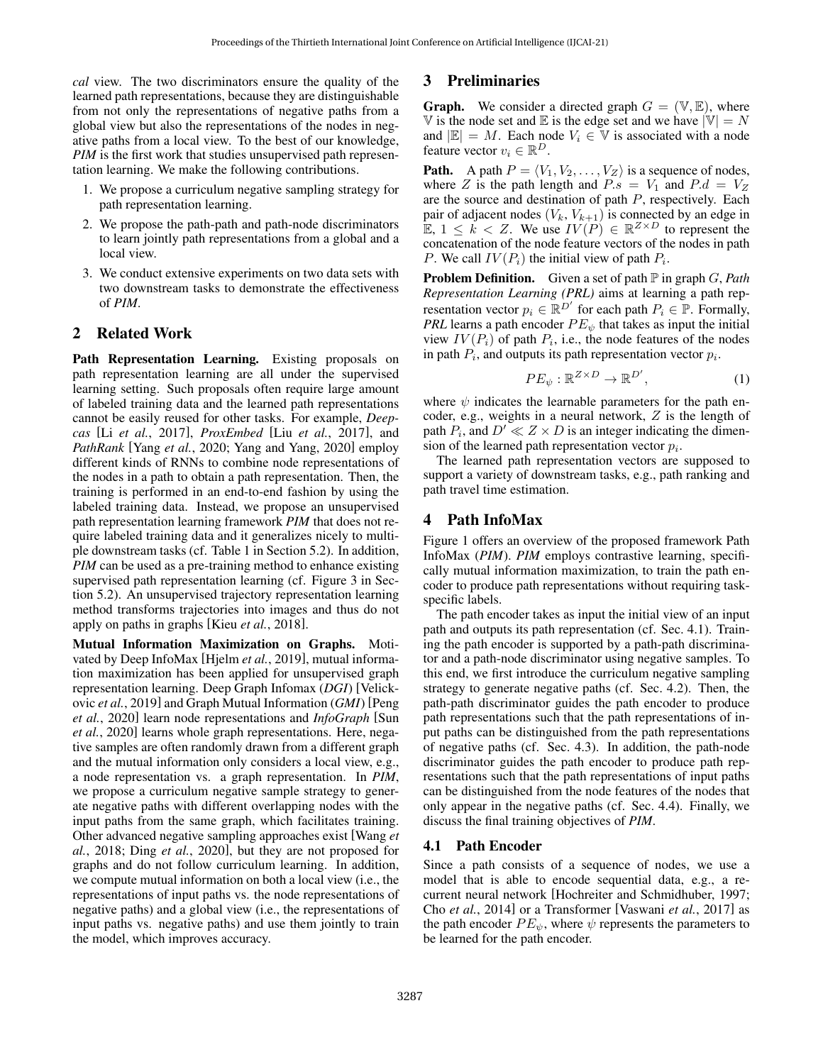*cal* view. The two discriminators ensure the quality of the learned path representations, because they are distinguishable from not only the representations of negative paths from a global view but also the representations of the nodes in negative paths from a local view. To the best of our knowledge, *PIM* is the first work that studies unsupervised path representation learning. We make the following contributions.

1. We propose a curriculum negative sampling strategy for path representation learning.
2. We propose the path-path and path-node discriminators to learn jointly path representations from a global and a local view.
3. We conduct extensive experiments on two data sets with two downstream tasks to demonstrate the effectiveness of *PIM*.

## 2 Related Work

**Path Representation Learning.** Existing proposals on path representation learning are all under the supervised learning setting. Such proposals often require large amount of labeled training data and the learned path representations cannot be easily reused for other tasks. For example, *Deepcas* [Li *et al.*, 2017], *ProxEmbed* [Liu *et al.*, 2017], and *PathRank* [Yang *et al.*, 2020; Yang and Yang, 2020] employ different kinds of RNNs to combine node representations of the nodes in a path to obtain a path representation. Then, the training is performed in an end-to-end fashion by using the labeled training data. Instead, we propose an unsupervised path representation learning framework *PIM* that does not require labeled training data and it generalizes nicely to multiple downstream tasks (cf. Table 1 in Section 5.2). In addition, *PIM* can be used as a pre-training method to enhance existing supervised path representation learning (cf. Figure 3 in Section 5.2). An unsupervised trajectory representation learning method transforms trajectories into images and thus do not apply on paths in graphs [Kieu *et al.*, 2018].

**Mutual Information Maximization on Graphs.** Motivated by Deep InfoMax [Hjelm *et al.*, 2019], mutual information maximization has been applied for unsupervised graph representation learning. Deep Graph Infomax (*DGI*) [Velickovic *et al.*, 2019] and Graph Mutual Information (*GMI*) [Peng *et al.*, 2020] learn node representations and *InfoGraph* [Sun *et al.*, 2020] learns whole graph representations. Here, negative samples are often randomly drawn from a different graph and the mutual information only considers a local view, e.g., a node representation vs. a graph representation. In *PIM*, we propose a curriculum negative sample strategy to generate negative paths with different overlapping nodes with the input paths from the same graph, which facilitates training. Other advanced negative sampling approaches exist [Wang *et al.*, 2018; Ding *et al.*, 2020], but they are not proposed for graphs and do not follow curriculum learning. In addition, we compute mutual information on both a local view (i.e., the representations of input paths vs. the node representations of negative paths) and a global view (i.e., the representations of input paths vs. negative paths) and use them jointly to train the model, which improves accuracy.

## 3 Preliminaries

**Graph.** We consider a directed graph $G = (\mathbb{V}, \mathbb{E})$, where $\mathbb{V}$ is the node set and $\mathbb{E}$ is the edge set and we have $|\mathbb{V}| = N$ and $|\mathbb{E}| = M$. Each node $V_i \in \mathbb{V}$ is associated with a node feature vector $v_i \in \mathbb{R}^D$.

**Path.** A path $P = \langle V_1, V_2, \dots, V_Z \rangle$ is a sequence of nodes, where $Z$ is the path length and $P.s = V_1$ and $P.d = V_Z$ are the source and destination of path $P$, respectively. Each pair of adjacent nodes $(V_k, V_{k+1})$ is connected by an edge in $\mathbb{E}$, $1 \le k < Z$. We use $IV(P) \in \mathbb{R}^{Z \times D}$ to represent the concatenation of the node feature vectors of the nodes in path $P$. We call $IV(P_i)$ the initial view of path $P_i$.

**Problem Definition.** Given a set of path $\mathbb{P}$ in graph $G$, *Path Representation Learning (PRL)* aims at learning a path representation vector $p_i \in \mathbb{R}^{D'}$ for each path $P_i \in \mathbb{P}$. Formally, *PRL* learns a path encoder $PE_\psi$ that takes as input the initial view $IV(P_i)$ of path $P_i$, i.e., the node features of the nodes in path $P_i$, and outputs its path representation vector $p_i$.

$$PE_\psi : \mathbb{R}^{Z \times D} \rightarrow \mathbb{R}^{D'}, \tag{1}$$

where $\psi$ indicates the learnable parameters for the path encoder, e.g., weights in a neural network, $Z$ is the length of path $P_i$, and $D' \ll Z \times D$ is an integer indicating the dimension of the learned path representation vector $p_i$.

The learned path representation vectors are supposed to support a variety of downstream tasks, e.g., path ranking and path travel time estimation.

## 4 Path InfoMax

Figure 1 offers an overview of the proposed framework Path InfoMax (*PIM*). *PIM* employs contrastive learning, specifically mutual information maximization, to train the path encoder to produce path representations without requiring task-specific labels.

The path encoder takes as input the initial view of an input path and outputs its path representation (cf. Sec. 4.1). Training the path encoder is supported by a path-path discriminator and a path-node discriminator using negative samples. To this end, we first introduce the curriculum negative sampling strategy to generate negative paths (cf. Sec. 4.2). Then, the path-path discriminator guides the path encoder to produce path representations such that the path representations of input paths can be distinguished from the path representations of negative paths (cf. Sec. 4.3). In addition, the path-node discriminator guides the path encoder to produce path representations such that the path representations of input paths can be distinguished from the node features of the nodes that only appear in the negative paths (cf. Sec. 4.4). Finally, we discuss the final training objectives of *PIM*.

### 4.1 Path Encoder

Since a path consists of a sequence of nodes, we use a model that is able to encode sequential data, e.g., a recurrent neural network [Hochreiter and Schmidhuber, 1997; Cho *et al.*, 2014] or a Transformer [Vaswani *et al.*, 2017] as the path encoder $PE_\psi$, where $\psi$ represents the parameters to be learned for the path encoder.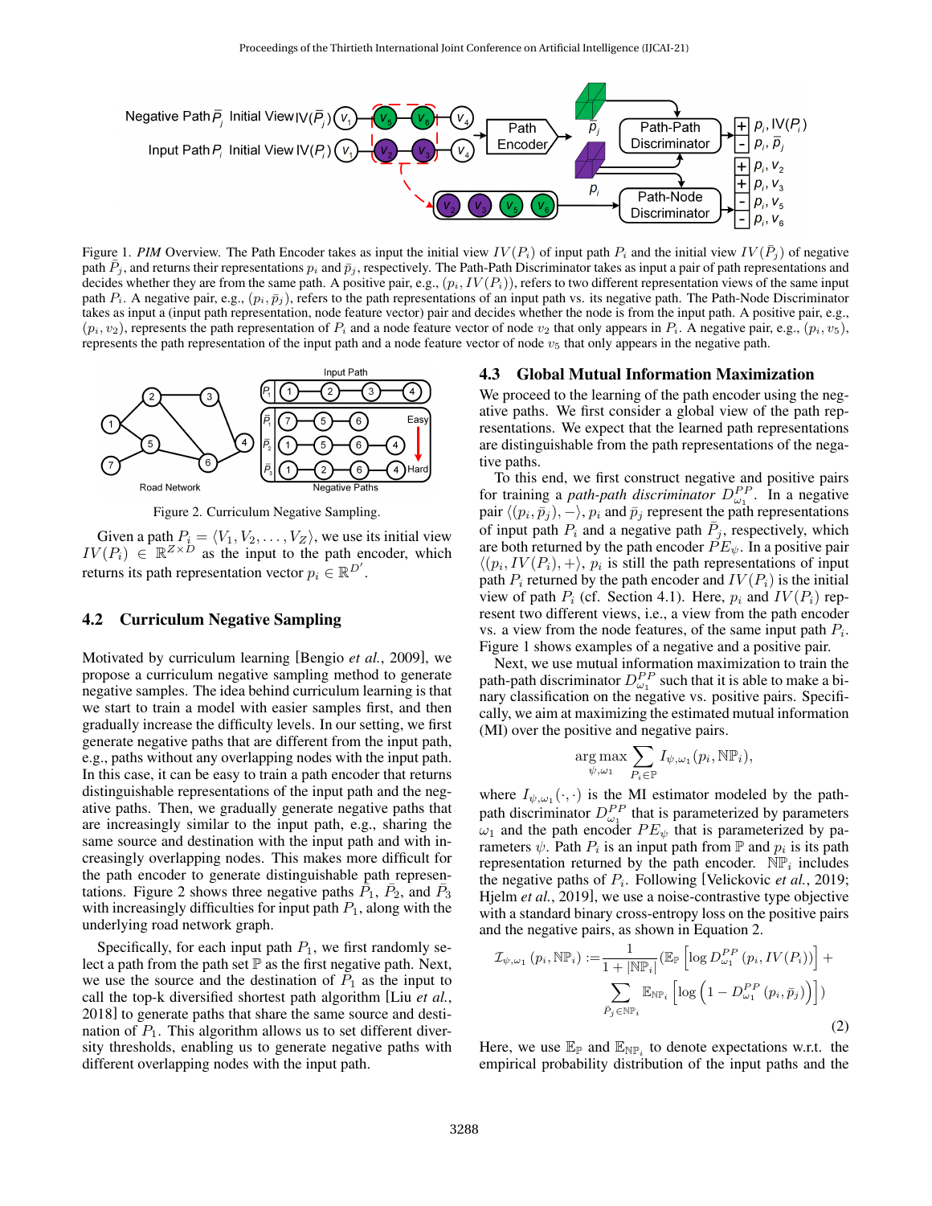Figure 1. *PIM* Overview. The Path Encoder takes as input the initial view $IV(P_i)$ of input path $P_i$ and the initial view $IV(\bar{P}_j)$ of negative path $\bar{P}_j$, and returns their representations $p_i$ and $\bar{p}_j$, respectively. The Path-Path Discriminator takes as input a pair of path representations and decides whether they are from the same path. A positive pair, e.g., $(p_i, IV(P_i))$, refers to two different representation views of the same input path $P_i$. A negative pair, e.g., $(p_i, \bar{p}_j)$, refers to the path representations of an input path vs. its negative path. The Path-Node Discriminator takes as input a (input path representation, node feature vector) pair and decides whether the node is from the input path. A positive pair, e.g., $(p_i, v_2)$, represents the path representation of $P_i$ and a node feature vector of node $v_2$ that only appears in $P_i$. A negative pair, e.g., $(p_i, v_5)$, represents the path representation of the input path and a node feature vector of node $v_5$ that only appears in the negative path.

Figure 2. Curriculum Negative Sampling.

Given a path $P_i = \langle V_1, V_2, \ldots, V_Z \rangle$, we use its initial view $IV(P_i) \in \mathbb{R}^{Z \times D}$ as the input to the path encoder, which returns its path representation vector $p_i \in \mathbb{R}^{D'}$.

## 4.2 Curriculum Negative Sampling

Motivated by curriculum learning [Bengio *et al.*, 2009], we propose a curriculum negative sampling method to generate negative samples. The idea behind curriculum learning is that we start to train a model with easier samples first, and then gradually increase the difficulty levels. In our setting, we first generate negative paths that are different from the input path, e.g., paths without any overlapping nodes with the input path. In this case, it can be easy to train a path encoder that returns distinguishable representations of the input path and the negative paths. Then, we gradually generate negative paths that are increasingly similar to the input path, e.g., sharing the same source and destination with the input path and with increasingly overlapping nodes. This makes more difficult for the path encoder to generate distinguishable path representations. Figure 2 shows three negative paths $\bar{P}_1$, $\bar{P}_2$, and $\bar{P}_3$ with increasingly difficulties for input path $P_1$, along with the underlying road network graph.

Specifically, for each input path $P_1$, we first randomly select a path from the path set $\mathbb{P}$ as the first negative path. Next, we use the source and the destination of $P_1$ as the input to call the top-k diversified shortest path algorithm [Liu *et al.*, 2018] to generate paths that share the same source and destination of $P_1$. This algorithm allows us to set different diversity thresholds, enabling us to generate negative paths with different overlapping nodes with the input path.

## 4.3 Global Mutual Information Maximization

We proceed to the learning of the path encoder using the negative paths. We first consider a global view of the path representations. We expect that the learned path representations are distinguishable from the path representations of the negative paths.

To this end, we first construct negative and positive pairs for training a *path-path discriminator* $D^{PP}_{\omega_1}$. In a negative pair $\langle (p_i, \bar{p}_j), - \rangle$, $p_i$ and $\bar{p}_j$ represent the path representations of input path $P_i$ and a negative path $\bar{P}_j$, respectively, which are both returned by the path encoder $PE_\psi$. In a positive pair $\langle (p_i, IV(P_i)), + \rangle$, $p_i$ is still the path representations of input path $P_i$ returned by the path encoder and $IV(P_i)$ is the initial view of path $P_i$ (cf. Section 4.1). Here, $p_i$ and $IV(P_i)$ represent two different views, i.e., a view from the path encoder vs. a view from the node features, of the same input path $P_i$. Figure 1 shows examples of a negative and a positive pair.

Next, we use mutual information maximization to train the path-path discriminator $D^{PP}_{\omega_1}$ such that it is able to make a binary classification on the negative vs. positive pairs. Specifically, we aim at maximizing the estimated mutual information (MI) over the positive and negative pairs.

$$\arg\max_{\psi, \omega_1} \sum_{P_i \in \mathbb{P}} I_{\psi, \omega_1}(p_i, \mathbb{NP}_i),$$

where $I_{\psi,\omega_1}(\cdot, \cdot)$ is the MI estimator modeled by the path-path discriminator $D^{PP}_{\omega_1}$ that is parameterized by parameters $\omega_1$ and the path encoder $PE_\psi$ that is parameterized by parameters $\psi$. Path $P_i$ is an input path from $\mathbb{P}$ and $p_i$ is its path representation returned by the path encoder. $\mathbb{NP}_i$ includes the negative paths of $P_i$. Following [Velickovic *et al.*, 2019; Hjelm *et al.*, 2019], we use a noise-contrastive type objective with a standard binary cross-entropy loss on the positive pairs and the negative pairs, as shown in Equation 2.

$$\mathcal{I}_{\psi,\omega_1}(p_i, \mathbb{NP}_i) := \frac{1}{1 + |\mathbb{NP}_i|} \Big( \mathbb{E}_{\mathbb{P}} \left[ \log D^{PP}_{\omega_1}(p_i, IV(P_i)) \right] + \sum_{\bar{P}_j \in \mathbb{NP}_i} \mathbb{E}_{\mathbb{NP}_i} \left[ \log \left( 1 - D^{PP}_{\omega_1}(p_i, \bar{p}_j) \right) \right] \Big) \tag{2}$$

Here, we use $\mathbb{E}_{\mathbb{P}}$ and $\mathbb{E}_{\mathbb{NP}_i}$ to denote expectations w.r.t. the empirical probability distribution of the input paths and the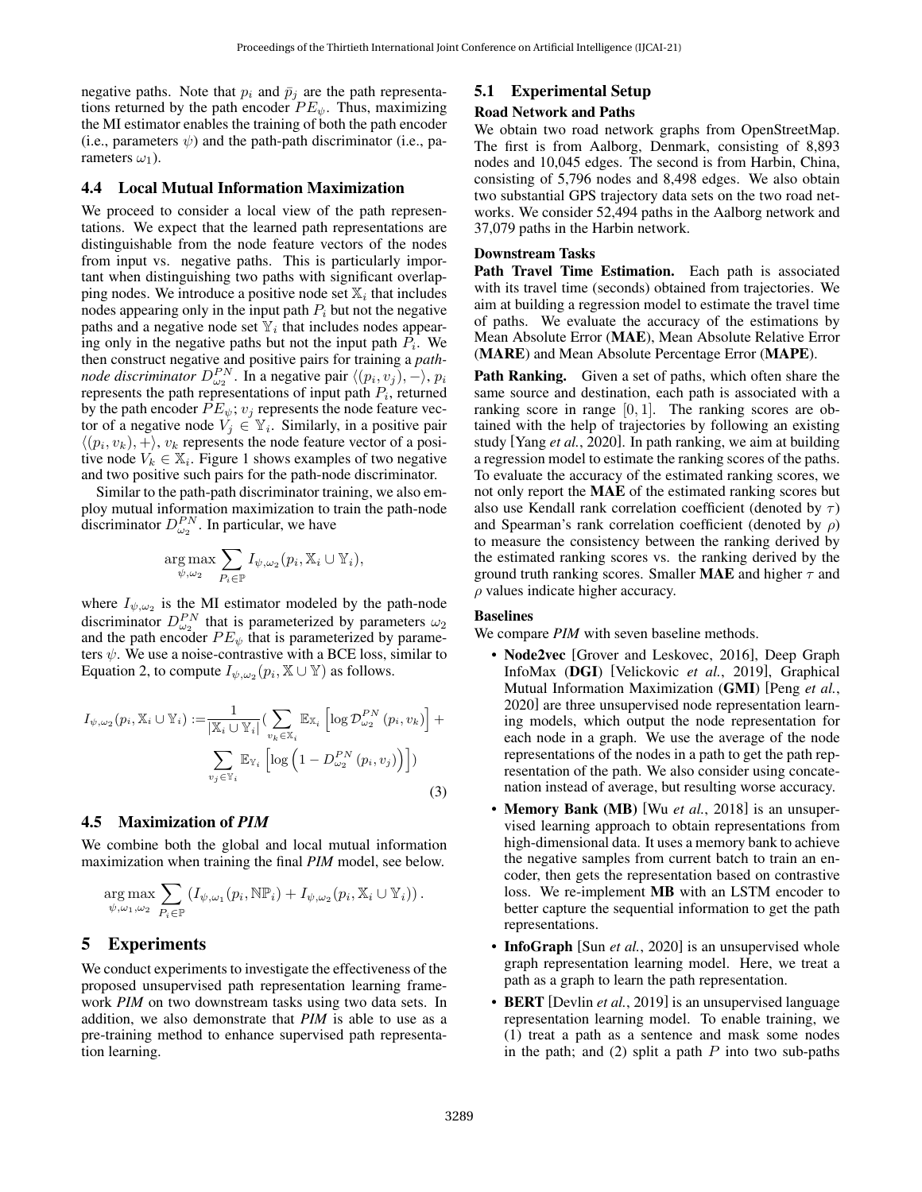negative paths. Note that $p_i$ and $\bar{p}_j$ are the path representations returned by the path encoder $PE_\psi$. Thus, maximizing the MI estimator enables the training of both the path encoder (i.e., parameters $\psi$) and the path-path discriminator (i.e., parameters $\omega_1$).

### 4.4 Local Mutual Information Maximization

We proceed to consider a local view of the path representations. We expect that the learned path representations are distinguishable from the node feature vectors of the nodes from input vs. negative paths. This is particularly important when distinguishing two paths with significant overlapping nodes. We introduce a positive node set $\mathbb{X}_i$ that includes nodes appearing only in the input path $P_i$ but not the negative paths and a negative node set $\mathbb{Y}_i$ that includes nodes appearing only in the negative paths but not the input path $P_i$. We then construct negative and positive pairs for training a *path-node discriminator* $D^{PN}_{\omega_2}$. In a negative pair $\langle (p_i, v_j), - \rangle$, $p_i$ represents the path representations of input path $P_i$, returned by the path encoder $PE_\psi$; $v_j$ represents the node feature vector of a negative node $V_j \in \mathbb{Y}_i$. Similarly, in a positive pair $\langle (p_i, v_k), + \rangle$, $v_k$ represents the node feature vector of a positive node $V_k \in \mathbb{X}_i$. Figure 1 shows examples of two negative and two positive such pairs for the path-node discriminator.

Similar to the path-path discriminator training, we also employ mutual information maximization to train the path-node discriminator $D^{PN}_{\omega_2}$. In particular, we have

$$\arg\max_{\psi, \omega_2} \sum_{P_i \in \mathbb{P}} I_{\psi, \omega_2}(p_i, \mathbb{X}_i \cup \mathbb{Y}_i),$$

where $I_{\psi, \omega_2}$ is the MI estimator modeled by the path-node discriminator $D^{PN}_{\omega_2}$ that is parameterized by parameters $\omega_2$ and the path encoder $PE_\psi$ that is parameterized by parameters $\psi$. We use a noise-contrastive with a BCE loss, similar to Equation 2, to compute $I_{\psi, \omega_2}(p_i, \mathbb{X} \cup \mathbb{Y})$ as follows.

$$I_{\psi, \omega_2}(p_i, \mathbb{X}_i \cup \mathbb{Y}_i) := \frac{1}{|\mathbb{X}_i \cup \mathbb{Y}_i|} \Big( \sum_{v_k \in \mathbb{X}_i} \mathbb{E}_{\mathbb{X}_i} \left[ \log \mathcal{D}^{PN}_{\omega_2}(p_i, v_k) \right] + \sum_{v_j \in \mathbb{Y}_i} \mathbb{E}_{\mathbb{Y}_i} \left[ \log \left( 1 - D^{PN}_{\omega_2}(p_i, v_j) \right) \right] \Big) \tag{3}$$

### 4.5 Maximization of *PIM*

We combine both the global and local mutual information maximization when training the final *PIM* model, see below.

$$\arg\max_{\psi, \omega_1, \omega_2} \sum_{P_i \in \mathbb{P}} \left( I_{\psi, \omega_1}(p_i, \mathbb{NP}_i) + I_{\psi, \omega_2}(p_i, \mathbb{X}_i \cup \mathbb{Y}_i) \right).$$

## 5 Experiments

We conduct experiments to investigate the effectiveness of the proposed unsupervised path representation learning framework *PIM* on two downstream tasks using two data sets. In addition, we also demonstrate that *PIM* is able to use as a pre-training method to enhance supervised path representation learning.

### 5.1 Experimental Setup

**Road Network and Paths**

We obtain two road network graphs from OpenStreetMap. The first is from Aalborg, Denmark, consisting of 8,893 nodes and 10,045 edges. The second is from Harbin, China, consisting of 5,796 nodes and 8,498 edges. We also obtain two substantial GPS trajectory data sets on the two road networks. We consider 52,494 paths in the Aalborg network and 37,079 paths in the Harbin network.

**Downstream Tasks**

**Path Travel Time Estimation.** Each path is associated with its travel time (seconds) obtained from trajectories. We aim at building a regression model to estimate the travel time of paths. We evaluate the accuracy of the estimations by Mean Absolute Error (**MAE**), Mean Absolute Relative Error (**MARE**) and Mean Absolute Percentage Error (**MAPE**).

**Path Ranking.** Given a set of paths, which often share the same source and destination, each path is associated with a ranking score in range $[0, 1]$. The ranking scores are obtained with the help of trajectories by following an existing study [Yang *et al.*, 2020]. In path ranking, we aim at building a regression model to estimate the ranking scores of the paths. To evaluate the accuracy of the estimated ranking scores, we not only report the **MAE** of the estimated ranking scores but also use Kendall rank correlation coefficient (denoted by $\tau$) and Spearman's rank correlation coefficient (denoted by $\rho$) to measure the consistency between the ranking derived by the estimated ranking scores vs. the ranking derived by the ground truth ranking scores. Smaller **MAE** and higher $\tau$ and $\rho$ values indicate higher accuracy.

**Baselines**

We compare *PIM* with seven baseline methods.

- **Node2vec** [Grover and Leskovec, 2016], Deep Graph InfoMax (**DGI**) [Velickovic *et al.*, 2019], Graphical Mutual Information Maximization (**GMI**) [Peng *et al.*, 2020] are three unsupervised node representation learning models, which output the node representation for each node in a graph. We use the average of the node representations of the nodes in a path to get the path representation of the path. We also consider using concatenation instead of average, but resulting worse accuracy.
- **Memory Bank (MB)** [Wu *et al.*, 2018] is an unsupervised learning approach to obtain representations from high-dimensional data. It uses a memory bank to achieve the negative samples from current batch to train an encoder, then gets the representation based on contrastive loss. We re-implement **MB** with an LSTM encoder to better capture the sequential information to get the path representations.
- **InfoGraph** [Sun *et al.*, 2020] is an unsupervised whole graph representation learning model. Here, we treat a path as a graph to learn the path representation.
- **BERT** [Devlin *et al.*, 2019] is an unsupervised language representation learning model. To enable training, we (1) treat a path as a sentence and mask some nodes in the path; and (2) split a path $P$ into two sub-paths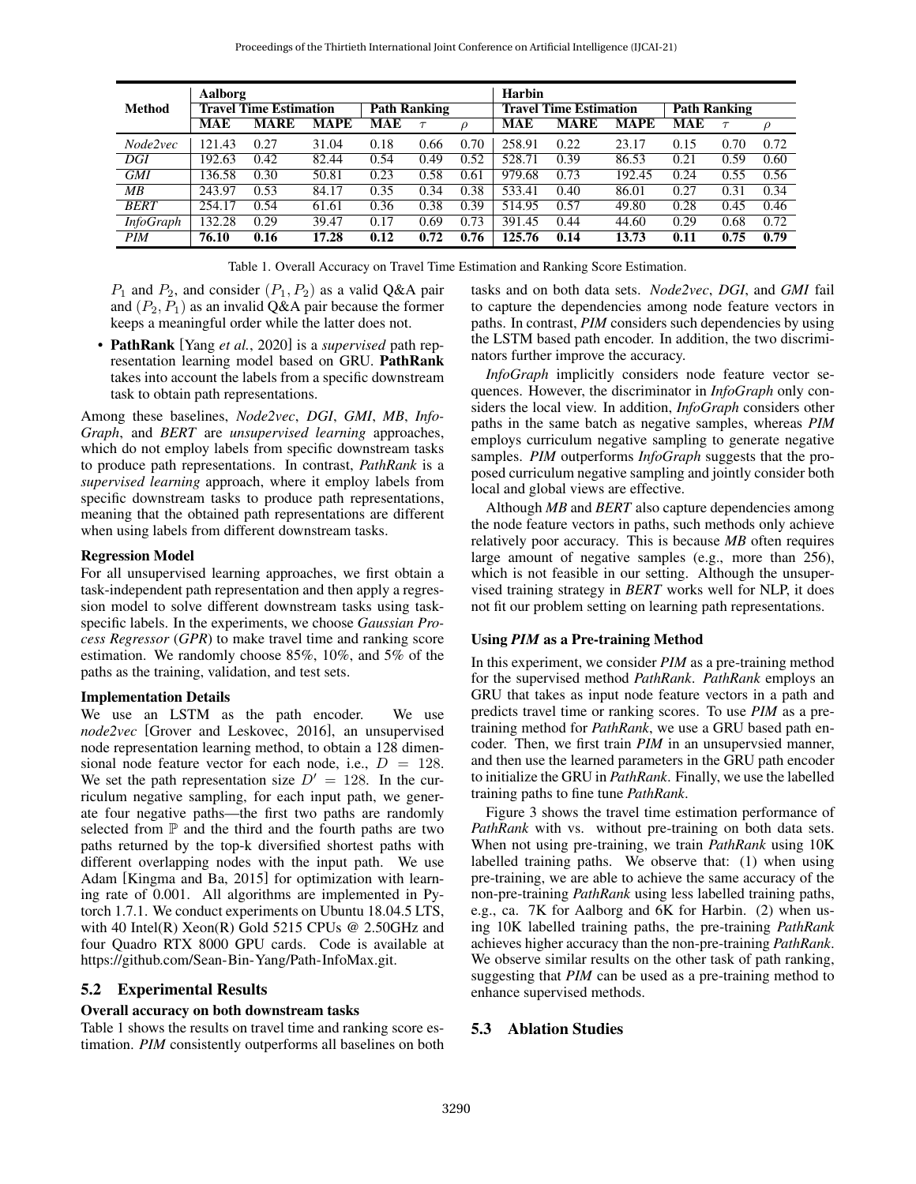| Method | Aalborg | | | | | | Harbin | | | | | |
|---|---|---|---|---|---|---|---|---|---|---|---|---|
| | **Travel Time Estimation** | | | **Path Ranking** | | | **Travel Time Estimation** | | | **Path Ranking** | | |
| | **MAE** | **MARE** | **MAPE** | **MAE** | $\tau$ | $\rho$ | **MAE** | **MARE** | **MAPE** | **MAE** | $\tau$ | $\rho$ |
| *Node2vec* | 121.43 | 0.27 | 31.04 | 0.18 | 0.66 | 0.70 | 258.91 | 0.22 | 23.17 | 0.15 | 0.70 | 0.72 |
| *DGI* | 192.63 | 0.42 | 82.44 | 0.54 | 0.49 | 0.52 | 528.71 | 0.39 | 86.53 | 0.21 | 0.59 | 0.60 |
| *GMI* | 136.58 | 0.30 | 50.81 | 0.23 | 0.58 | 0.61 | 979.68 | 0.73 | 192.45 | 0.24 | 0.55 | 0.56 |
| *MB* | 243.97 | 0.53 | 84.17 | 0.35 | 0.34 | 0.38 | 533.41 | 0.40 | 86.01 | 0.27 | 0.31 | 0.34 |
| *BERT* | 254.17 | 0.54 | 61.61 | 0.36 | 0.38 | 0.39 | 514.95 | 0.57 | 49.80 | 0.28 | 0.45 | 0.46 |
| *InfoGraph* | 132.28 | 0.29 | 39.47 | 0.17 | 0.69 | 0.73 | 391.45 | 0.44 | 44.60 | 0.29 | 0.68 | 0.72 |
| *PIM* | **76.10** | **0.16** | **17.28** | **0.12** | **0.72** | **0.76** | **125.76** | **0.14** | **13.73** | **0.11** | **0.75** | **0.79** |

Table 1. Overall Accuracy on Travel Time Estimation and Ranking Score Estimation.

$P_1$ and $P_2$, and consider $(P_1, P_2)$ as a valid Q&A pair and $(P_2, P_1)$ as an invalid Q&A pair because the former keeps a meaningful order while the latter does not.

- **PathRank** [Yang *et al.*, 2020] is a *supervised* path representation learning model based on GRU. **PathRank** takes into account the labels from a specific downstream task to obtain path representations.

Among these baselines, *Node2vec*, *DGI*, *GMI*, *MB*, *InfoGraph*, and *BERT* are *unsupervised learning* approaches, which do not employ labels from specific downstream tasks to produce path representations. In contrast, *PathRank* is a *supervised learning* approach, where it employ labels from specific downstream tasks to produce path representations, meaning that the obtained path representations are different when using labels from different downstream tasks.

**Regression Model**

For all unsupervised learning approaches, we first obtain a task-independent path representation and then apply a regression model to solve different downstream tasks using task-specific labels. In the experiments, we choose *Gaussian Process Regressor* (*GPR*) to make travel time and ranking score estimation. We randomly choose 85%, 10%, and 5% of the paths as the training, validation, and test sets.

**Implementation Details**

We use an LSTM as the path encoder. We use *node2vec* [Grover and Leskovec, 2016], an unsupervised node representation learning method, to obtain a 128 dimensional node feature vector for each node, i.e., $D = 128$. We set the path representation size $D' = 128$. In the curriculum negative sampling, for each input path, we generate four negative paths—the first two paths are randomly selected from $\mathbb{P}$ and the third and the fourth paths are two paths returned by the top-k diversified shortest paths with different overlapping nodes with the input path. We use Adam [Kingma and Ba, 2015] for optimization with learning rate of 0.001. All algorithms are implemented in Pytorch 1.7.1. We conduct experiments on Ubuntu 18.04.5 LTS, with 40 Intel(R) Xeon(R) Gold 5215 CPUs @ 2.50GHz and four Quadro RTX 8000 GPU cards. Code is available at https://github.com/Sean-Bin-Yang/Path-InfoMax.git.

## 5.2 Experimental Results

**Overall accuracy on both downstream tasks**

Table 1 shows the results on travel time and ranking score estimation. *PIM* consistently outperforms all baselines on both tasks and on both data sets. *Node2vec*, *DGI*, and *GMI* fail to capture the dependencies among node feature vectors in paths. In contrast, *PIM* considers such dependencies by using the LSTM based path encoder. In addition, the two discriminators further improve the accuracy.

*InfoGraph* implicitly considers node feature vector sequences. However, the discriminator in *InfoGraph* only considers the local view. In addition, *InfoGraph* considers other paths in the same batch as negative samples, whereas *PIM* employs curriculum negative sampling to generate negative samples. *PIM* outperforms *InfoGraph* suggests that the proposed curriculum negative sampling and jointly consider both local and global views are effective.

Although *MB* and *BERT* also capture dependencies among the node feature vectors in paths, such methods only achieve relatively poor accuracy. This is because *MB* often requires large amount of negative samples (e.g., more than 256), which is not feasible in our setting. Although the unsupervised training strategy in *BERT* works well for NLP, it does not fit our problem setting on learning path representations.

**Using *PIM* as a Pre-training Method**

In this experiment, we consider *PIM* as a pre-training method for the supervised method *PathRank*. *PathRank* employs an GRU that takes as input node feature vectors in a path and predicts travel time or ranking scores. To use *PIM* as a pre-training method for *PathRank*, we use a GRU based path encoder. Then, we first train *PIM* in an unsupervsied manner, and then use the learned parameters in the GRU path encoder to initialize the GRU in *PathRank*. Finally, we use the labelled training paths to fine tune *PathRank*.

Figure 3 shows the travel time estimation performance of *PathRank* with vs. without pre-training on both data sets. When not using pre-training, we train *PathRank* using 10K labelled training paths. We observe that: (1) when using pre-training, we are able to achieve the same accuracy of the non-pre-training *PathRank* using less labelled training paths, e.g., ca. 7K for Aalborg and 6K for Harbin. (2) when using 10K labelled training paths, the pre-training *PathRank* achieves higher accuracy than the non-pre-training *PathRank*. We observe similar results on the other task of path ranking, suggesting that *PIM* can be used as a pre-training method to enhance supervised methods.

## 5.3 Ablation Studies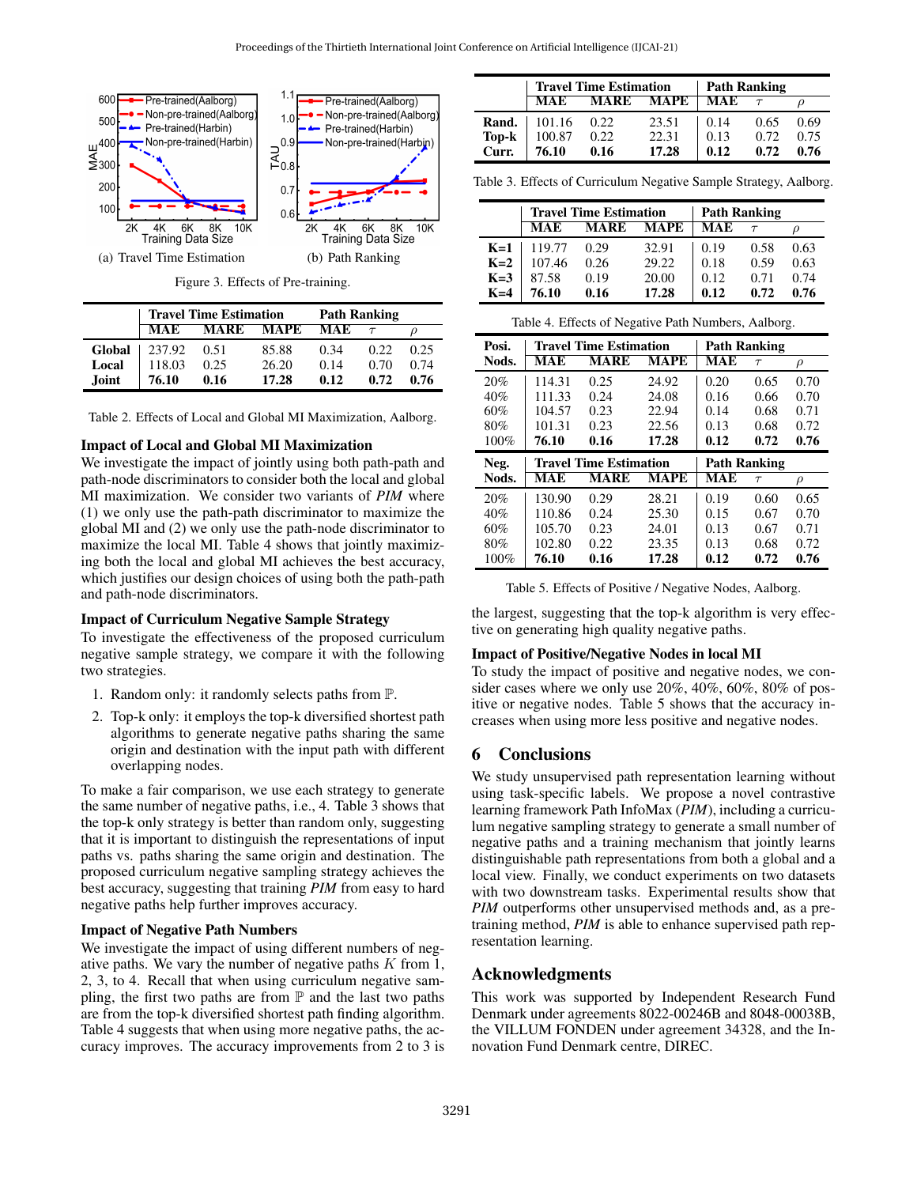Figure 3. Effects of Pre-training. (a) Travel Time Estimation (b) Path Ranking

| | Travel Time Estimation | | | Path Ranking | | |
|---|---|---|---|---|---|---|
| | MAE | MARE | MAPE | MAE | $\tau$ | $\rho$ |
| **Global** | 237.92 | 0.51 | 85.88 | 0.34 | 0.22 | 0.25 |
| **Local** | 118.03 | 0.25 | 26.20 | 0.14 | 0.70 | 0.74 |
| **Joint** | **76.10** | **0.16** | **17.28** | **0.12** | **0.72** | **0.76** |

Table 2. Effects of Local and Global MI Maximization, Aalborg.

### Impact of Local and Global MI Maximization

We investigate the impact of jointly using both path-path and path-node discriminators to consider both the local and global MI maximization. We consider two variants of *PIM* where (1) we only use the path-path discriminator to maximize the global MI and (2) we only use the path-node discriminator to maximize the local MI. Table 4 shows that jointly maximizing both the local and global MI achieves the best accuracy, which justifies our design choices of using both the path-path and path-node discriminators.

### Impact of Curriculum Negative Sample Strategy

To investigate the effectiveness of the proposed curriculum negative sample strategy, we compare it with the following two strategies.

1. Random only: it randomly selects paths from $\mathbb{P}$.
2. Top-k only: it employs the top-k diversified shortest path algorithms to generate negative paths sharing the same origin and destination with the input path with different overlapping nodes.

To make a fair comparison, we use each strategy to generate the same number of negative paths, i.e., 4. Table 3 shows that the top-k only strategy is better than random only, suggesting that it is important to distinguish the representations of input paths vs. paths sharing the same origin and destination. The proposed curriculum negative sampling strategy achieves the best accuracy, suggesting that training *PIM* from easy to hard negative paths help further improves accuracy.

### Impact of Negative Path Numbers

We investigate the impact of using different numbers of negative paths. We vary the number of negative paths $K$ from 1, 2, 3, to 4. Recall that when using curriculum negative sampling, the first two paths are from $\mathbb{P}$ and the last two paths are from the top-k diversified shortest path finding algorithm. Table 4 suggests that when using more negative paths, the accuracy improves. The accuracy improvements from 2 to 3 is the largest, suggesting that the top-k algorithm is very effective on generating high quality negative paths.

| | Travel Time Estimation | | | Path Ranking | | |
|---|---|---|---|---|---|---|
| | MAE | MARE | MAPE | MAE | $\tau$ | $\rho$ |
| **Rand.** | 101.16 | 0.22 | 23.51 | 0.14 | 0.65 | 0.69 |
| **Top-k** | 100.87 | 0.22 | 22.31 | 0.13 | 0.72 | 0.75 |
| **Curr.** | **76.10** | **0.16** | **17.28** | **0.12** | **0.72** | **0.76** |

Table 3. Effects of Curriculum Negative Sample Strategy, Aalborg.

| | Travel Time Estimation | | | Path Ranking | | |
|---|---|---|---|---|---|---|
| | MAE | MARE | MAPE | MAE | $\tau$ | $\rho$ |
| **K=1** | 119.77 | 0.29 | 32.91 | 0.19 | 0.58 | 0.63 |
| **K=2** | 107.46 | 0.26 | 29.22 | 0.18 | 0.59 | 0.63 |
| **K=3** | 87.58 | 0.19 | 20.00 | 0.12 | 0.71 | 0.74 |
| **K=4** | **76.10** | **0.16** | **17.28** | **0.12** | **0.72** | **0.76** |

Table 4. Effects of Negative Path Numbers, Aalborg.

| Posi. Nods. | Travel Time Estimation | | | Path Ranking | | |
|---|---|---|---|---|---|---|
| | MAE | MARE | MAPE | MAE | $\tau$ | $\rho$ |
| 20% | 114.31 | 0.25 | 24.92 | 0.20 | 0.65 | 0.70 |
| 40% | 111.33 | 0.24 | 24.08 | 0.16 | 0.66 | 0.70 |
| 60% | 104.57 | 0.23 | 22.94 | 0.14 | 0.68 | 0.71 |
| 80% | 101.31 | 0.23 | 22.56 | 0.13 | 0.68 | 0.72 |
| 100% | **76.10** | **0.16** | **17.28** | **0.12** | **0.72** | **0.76** |
| **Neg. Nods.** | **Travel Time Estimation** | | | **Path Ranking** | | |
| | MAE | MARE | MAPE | MAE | $\tau$ | $\rho$ |
| 20% | 130.90 | 0.29 | 28.21 | 0.19 | 0.60 | 0.65 |
| 40% | 110.86 | 0.24 | 25.30 | 0.15 | 0.67 | 0.70 |
| 60% | 105.70 | 0.23 | 24.01 | 0.13 | 0.67 | 0.71 |
| 80% | 102.80 | 0.22 | 23.35 | 0.13 | 0.68 | 0.72 |
| 100% | **76.10** | **0.16** | **17.28** | **0.12** | **0.72** | **0.76** |

Table 5. Effects of Positive / Negative Nodes, Aalborg.

### Impact of Positive/Negative Nodes in local MI

To study the impact of positive and negative nodes, we consider cases where we only use 20%, 40%, 60%, 80% of positive or negative nodes. Table 5 shows that the accuracy increases when using more less positive and negative nodes.

## 6 Conclusions

We study unsupervised path representation learning without using task-specific labels. We propose a novel contrastive learning framework Path InfoMax (*PIM*), including a curriculum negative sampling strategy to generate a small number of negative paths and a training mechanism that jointly learns distinguishable path representations from both a global and a local view. Finally, we conduct experiments on two datasets with two downstream tasks. Experimental results show that *PIM* outperforms other unsupervised methods and, as a pre-training method, *PIM* is able to enhance supervised path representation learning.

## Acknowledgments

This work was supported by Independent Research Fund Denmark under agreements 8022-00246B and 8048-00038B, the VILLUM FONDEN under agreement 34328, and the Innovation Fund Denmark centre, DIREC.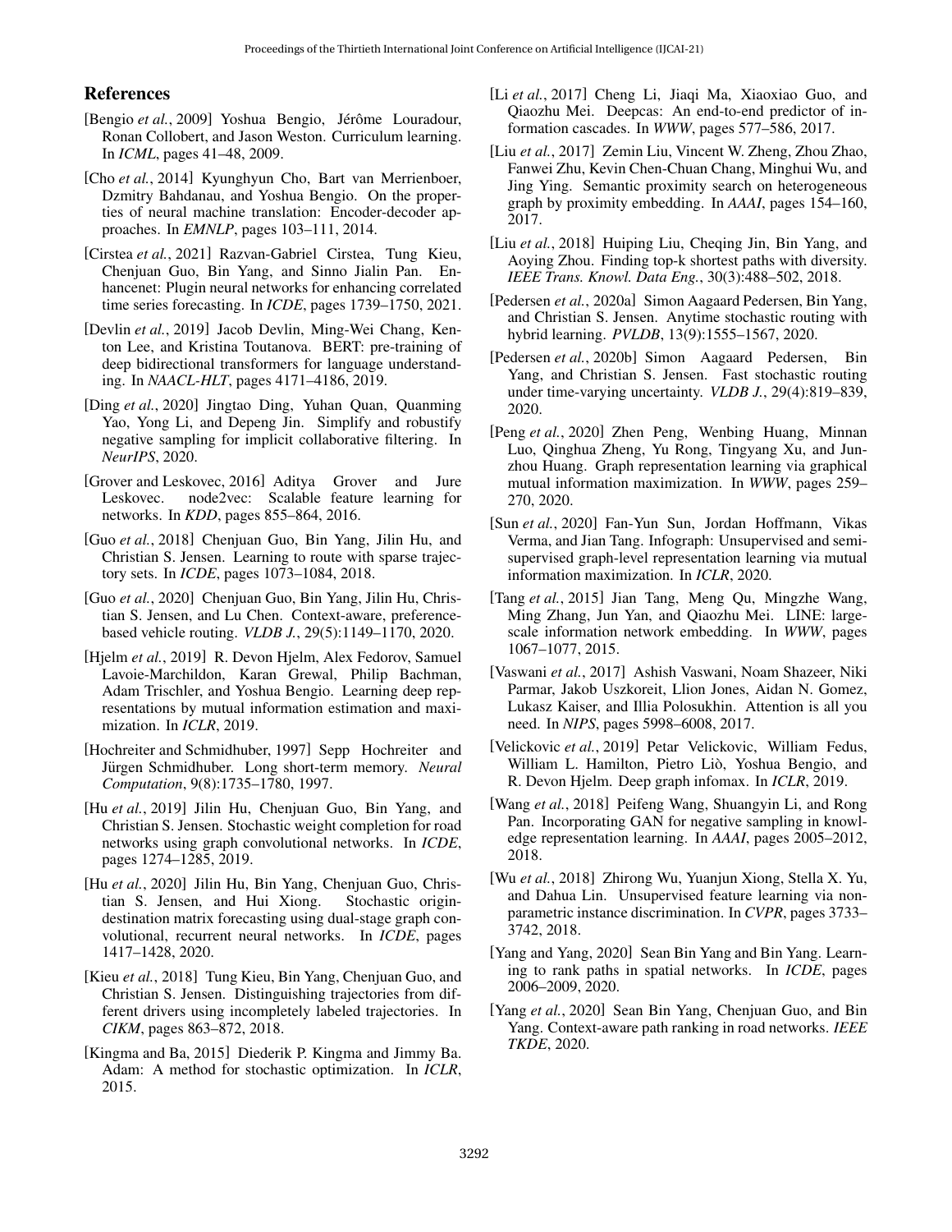## References

[Bengio *et al.*, 2009] Yoshua Bengio, Jérôme Louradour, Ronan Collobert, and Jason Weston. Curriculum learning. In *ICML*, pages 41–48, 2009.

[Cho *et al.*, 2014] Kyunghyun Cho, Bart van Merrienboer, Dzmitry Bahdanau, and Yoshua Bengio. On the properties of neural machine translation: Encoder-decoder approaches. In *EMNLP*, pages 103–111, 2014.

[Cirstea *et al.*, 2021] Razvan-Gabriel Cirstea, Tung Kieu, Chenjuan Guo, Bin Yang, and Sinno Jialin Pan. Enhancenet: Plugin neural networks for enhancing correlated time series forecasting. In *ICDE*, pages 1739–1750, 2021.

[Devlin *et al.*, 2019] Jacob Devlin, Ming-Wei Chang, Kenton Lee, and Kristina Toutanova. BERT: pre-training of deep bidirectional transformers for language understanding. In *NAACL-HLT*, pages 4171–4186, 2019.

[Ding *et al.*, 2020] Jingtao Ding, Yuhan Quan, Quanming Yao, Yong Li, and Depeng Jin. Simplify and robustify negative sampling for implicit collaborative filtering. In *NeurIPS*, 2020.

[Grover and Leskovec, 2016] Aditya Grover and Jure Leskovec. node2vec: Scalable feature learning for networks. In *KDD*, pages 855–864, 2016.

[Guo *et al.*, 2018] Chenjuan Guo, Bin Yang, Jilin Hu, and Christian S. Jensen. Learning to route with sparse trajectory sets. In *ICDE*, pages 1073–1084, 2018.

[Guo *et al.*, 2020] Chenjuan Guo, Bin Yang, Jilin Hu, Christian S. Jensen, and Lu Chen. Context-aware, preference-based vehicle routing. *VLDB J.*, 29(5):1149–1170, 2020.

[Hjelm *et al.*, 2019] R. Devon Hjelm, Alex Fedorov, Samuel Lavoie-Marchildon, Karan Grewal, Philip Bachman, Adam Trischler, and Yoshua Bengio. Learning deep representations by mutual information estimation and maximization. In *ICLR*, 2019.

[Hochreiter and Schmidhuber, 1997] Sepp Hochreiter and Jürgen Schmidhuber. Long short-term memory. *Neural Computation*, 9(8):1735–1780, 1997.

[Hu *et al.*, 2019] Jilin Hu, Chenjuan Guo, Bin Yang, and Christian S. Jensen. Stochastic weight completion for road networks using graph convolutional networks. In *ICDE*, pages 1274–1285, 2019.

[Hu *et al.*, 2020] Jilin Hu, Bin Yang, Chenjuan Guo, Christian S. Jensen, and Hui Xiong. Stochastic origin-destination matrix forecasting using dual-stage graph convolutional, recurrent neural networks. In *ICDE*, pages 1417–1428, 2020.

[Kieu *et al.*, 2018] Tung Kieu, Bin Yang, Chenjuan Guo, and Christian S. Jensen. Distinguishing trajectories from different drivers using incompletely labeled trajectories. In *CIKM*, pages 863–872, 2018.

[Kingma and Ba, 2015] Diederik P. Kingma and Jimmy Ba. Adam: A method for stochastic optimization. In *ICLR*, 2015.

[Li *et al.*, 2017] Cheng Li, Jiaqi Ma, Xiaoxiao Guo, and Qiaozhu Mei. Deepcas: An end-to-end predictor of information cascades. In *WWW*, pages 577–586, 2017.

[Liu *et al.*, 2017] Zemin Liu, Vincent W. Zheng, Zhou Zhao, Fanwei Zhu, Kevin Chen-Chuan Chang, Minghui Wu, and Jing Ying. Semantic proximity search on heterogeneous graph by proximity embedding. In *AAAI*, pages 154–160, 2017.

[Liu *et al.*, 2018] Huiping Liu, Cheqing Jin, Bin Yang, and Aoying Zhou. Finding top-k shortest paths with diversity. *IEEE Trans. Knowl. Data Eng.*, 30(3):488–502, 2018.

[Pedersen *et al.*, 2020a] Simon Aagaard Pedersen, Bin Yang, and Christian S. Jensen. Anytime stochastic routing with hybrid learning. *PVLDB*, 13(9):1555–1567, 2020.

[Pedersen *et al.*, 2020b] Simon Aagaard Pedersen, Bin Yang, and Christian S. Jensen. Fast stochastic routing under time-varying uncertainty. *VLDB J.*, 29(4):819–839, 2020.

[Peng *et al.*, 2020] Zhen Peng, Wenbing Huang, Minnan Luo, Qinghua Zheng, Yu Rong, Tingyang Xu, and Junzhou Huang. Graph representation learning via graphical mutual information maximization. In *WWW*, pages 259–270, 2020.

[Sun *et al.*, 2020] Fan-Yun Sun, Jordan Hoffmann, Vikas Verma, and Jian Tang. Infograph: Unsupervised and semi-supervised graph-level representation learning via mutual information maximization. In *ICLR*, 2020.

[Tang *et al.*, 2015] Jian Tang, Meng Qu, Mingzhe Wang, Ming Zhang, Jun Yan, and Qiaozhu Mei. LINE: large-scale information network embedding. In *WWW*, pages 1067–1077, 2015.

[Vaswani *et al.*, 2017] Ashish Vaswani, Noam Shazeer, Niki Parmar, Jakob Uszkoreit, Llion Jones, Aidan N. Gomez, Lukasz Kaiser, and Illia Polosukhin. Attention is all you need. In *NIPS*, pages 5998–6008, 2017.

[Velickovic *et al.*, 2019] Petar Velickovic, William Fedus, William L. Hamilton, Pietro Liò, Yoshua Bengio, and R. Devon Hjelm. Deep graph infomax. In *ICLR*, 2019.

[Wang *et al.*, 2018] Peifeng Wang, Shuangyin Li, and Rong Pan. Incorporating GAN for negative sampling in knowledge representation learning. In *AAAI*, pages 2005–2012, 2018.

[Wu *et al.*, 2018] Zhirong Wu, Yuanjun Xiong, Stella X. Yu, and Dahua Lin. Unsupervised feature learning via non-parametric instance discrimination. In *CVPR*, pages 3733–3742, 2018.

[Yang and Yang, 2020] Sean Bin Yang and Bin Yang. Learning to rank paths in spatial networks. In *ICDE*, pages 2006–2009, 2020.

[Yang *et al.*, 2020] Sean Bin Yang, Chenjuan Guo, and Bin Yang. Context-aware path ranking in road networks. *IEEE TKDE*, 2020.